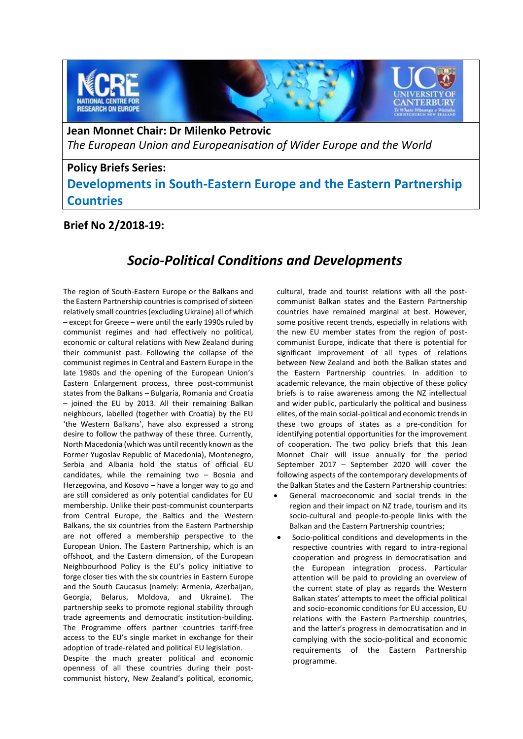**Jean Monnet Chair: Dr Milenko Petrovic**

*The European Union and Europeanisation of Wider Europe and the World*

**Policy Briefs Series:**

## Developments in South-Eastern Europe and the Eastern Partnership Countries

**Brief No 2/2018-19:**

# *Socio-Political Conditions and Developments*

The region of South-Eastern Europe or the Balkans and the Eastern Partnership countries is comprised of sixteen relatively small countries (excluding Ukraine) all of which – except for Greece – were until the early 1990s ruled by communist regimes and had effectively no political, economic or cultural relations with New Zealand during their communist past. Following the collapse of the communist regimes in Central and Eastern Europe in the late 1980s and the opening of the European Union's Eastern Enlargement process, three post-communist states from the Balkans – Bulgaria, Romania and Croatia – joined the EU by 2013. All their remaining Balkan neighbours, labelled (together with Croatia) by the EU 'the Western Balkans', have also expressed a strong desire to follow the pathway of these three. Currently, North Macedonia (which was until recently known as the Former Yugoslav Republic of Macedonia), Montenegro, Serbia and Albania hold the status of official EU candidates, while the remaining two – Bosnia and Herzegovina, and Kosovo – have a longer way to go and are still considered as only potential candidates for EU membership. Unlike their post-communist counterparts from Central Europe, the Baltics and the Western Balkans, the six countries from the Eastern Partnership are not offered a membership perspective to the European Union. The Eastern Partnership, which is an offshoot, and the Eastern dimension, of the European Neighbourhood Policy is the EU's policy initiative to forge closer ties with the six countries in Eastern Europe and the South Caucasus (namely: Armenia, Azerbaijan, Georgia, Belarus, Moldova, and Ukraine). The partnership seeks to promote regional stability through trade agreements and democratic institution-building. The Programme offers partner countries tariff-free access to the EU's single market in exchange for their adoption of trade-related and political EU legislation.

Despite the much greater political and economic openness of all these countries during their post-communist history, New Zealand's political, economic, cultural, trade and tourist relations with all the post-communist Balkan states and the Eastern Partnership countries have remained marginal at best. However, some positive recent trends, especially in relations with the new EU member states from the region of post-communist Europe, indicate that there is potential for significant improvement of all types of relations between New Zealand and both the Balkan states and the Eastern Partnership countries. In addition to academic relevance, the main objective of these policy briefs is to raise awareness among the NZ intellectual and wider public, particularly the political and business elites, of the main social-political and economic trends in these two groups of states as a pre-condition for identifying potential opportunities for the improvement of cooperation. The two policy briefs that this Jean Monnet Chair will issue annually for the period September 2017 – September 2020 will cover the following aspects of the contemporary developments of the Balkan States and the Eastern Partnership countries:

- General macroeconomic and social trends in the region and their impact on NZ trade, tourism and its socio-cultural and people-to-people links with the Balkan and the Eastern Partnership countries;
- Socio-political conditions and developments in the respective countries with regard to intra-regional cooperation and progress in democratisation and the European integration process. Particular attention will be paid to providing an overview of the current state of play as regards the Western Balkan states' attempts to meet the official political and socio-economic conditions for EU accession, EU relations with the Eastern Partnership countries, and the latter's progress in democratisation and in complying with the socio-political and economic requirements of the Eastern Partnership programme.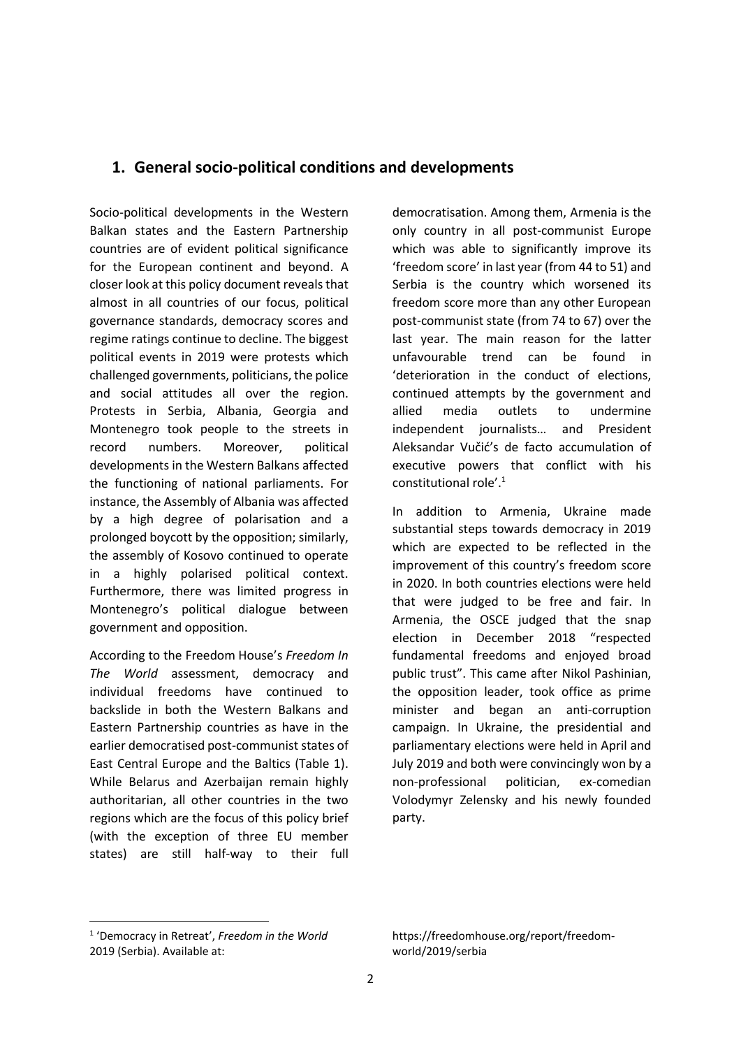## 1. General socio-political conditions and developments

Socio-political developments in the Western Balkan states and the Eastern Partnership countries are of evident political significance for the European continent and beyond. A closer look at this policy document reveals that almost in all countries of our focus, political governance standards, democracy scores and regime ratings continue to decline. The biggest political events in 2019 were protests which challenged governments, politicians, the police and social attitudes all over the region. Protests in Serbia, Albania, Georgia and Montenegro took people to the streets in record numbers. Moreover, political developments in the Western Balkans affected the functioning of national parliaments. For instance, the Assembly of Albania was affected by a high degree of polarisation and a prolonged boycott by the opposition; similarly, the assembly of Kosovo continued to operate in a highly polarised political context. Furthermore, there was limited progress in Montenegro's political dialogue between government and opposition.

According to the Freedom House's *Freedom In The World* assessment, democracy and individual freedoms have continued to backslide in both the Western Balkans and Eastern Partnership countries as have in the earlier democratised post-communist states of East Central Europe and the Baltics (Table 1). While Belarus and Azerbaijan remain highly authoritarian, all other countries in the two regions which are the focus of this policy brief (with the exception of three EU member states) are still half-way to their full democratisation. Among them, Armenia is the only country in all post-communist Europe which was able to significantly improve its 'freedom score' in last year (from 44 to 51) and Serbia is the country which worsened its freedom score more than any other European post-communist state (from 74 to 67) over the last year. The main reason for the latter unfavourable trend can be found in 'deterioration in the conduct of elections, continued attempts by the government and allied media outlets to undermine independent journalists… and President Aleksandar Vučić's de facto accumulation of executive powers that conflict with his constitutional role'.[1]

In addition to Armenia, Ukraine made substantial steps towards democracy in 2019 which are expected to be reflected in the improvement of this country's freedom score in 2020. In both countries elections were held that were judged to be free and fair. In Armenia, the OSCE judged that the snap election in December 2018 "respected fundamental freedoms and enjoyed broad public trust". This came after Nikol Pashinian, the opposition leader, took office as prime minister and began an anti-corruption campaign. In Ukraine, the presidential and parliamentary elections were held in April and July 2019 and both were convincingly won by a non-professional politician, ex-comedian Volodymyr Zelensky and his newly founded party.

---

[1] 'Democracy in Retreat', *Freedom in the World* 2019 (Serbia). Available at: https://freedomhouse.org/report/freedom-world/2019/serbia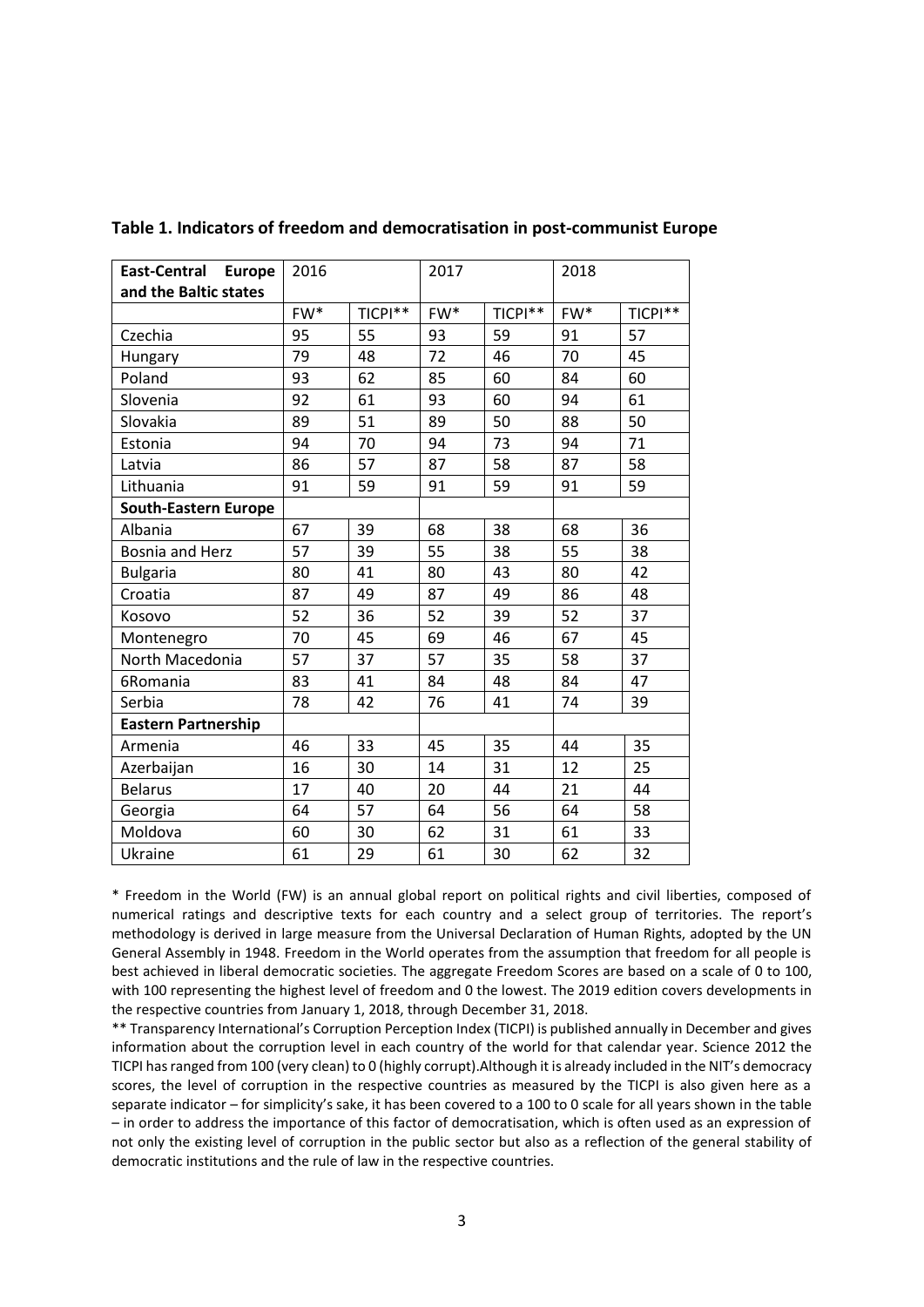**Table 1. Indicators of freedom and democratisation in post-communist Europe**

| **East-Central Europe and the Baltic states** | 2016 | | 2017 | | 2018 | |
|---|---|---|---|---|---|---|
| | FW* | TICPI** | FW* | TICPI** | FW* | TICPI** |
| Czechia | 95 | 55 | 93 | 59 | 91 | 57 |
| Hungary | 79 | 48 | 72 | 46 | 70 | 45 |
| Poland | 93 | 62 | 85 | 60 | 84 | 60 |
| Slovenia | 92 | 61 | 93 | 60 | 94 | 61 |
| Slovakia | 89 | 51 | 89 | 50 | 88 | 50 |
| Estonia | 94 | 70 | 94 | 73 | 94 | 71 |
| Latvia | 86 | 57 | 87 | 58 | 87 | 58 |
| Lithuania | 91 | 59 | 91 | 59 | 91 | 59 |
| **South-Eastern Europe** | | | | | | |
| Albania | 67 | 39 | 68 | 38 | 68 | 36 |
| Bosnia and Herz | 57 | 39 | 55 | 38 | 55 | 38 |
| Bulgaria | 80 | 41 | 80 | 43 | 80 | 42 |
| Croatia | 87 | 49 | 87 | 49 | 86 | 48 |
| Kosovo | 52 | 36 | 52 | 39 | 52 | 37 |
| Montenegro | 70 | 45 | 69 | 46 | 67 | 45 |
| North Macedonia | 57 | 37 | 57 | 35 | 58 | 37 |
| 6Romania | 83 | 41 | 84 | 48 | 84 | 47 |
| Serbia | 78 | 42 | 76 | 41 | 74 | 39 |
| **Eastern Partnership** | | | | | | |
| Armenia | 46 | 33 | 45 | 35 | 44 | 35 |
| Azerbaijan | 16 | 30 | 14 | 31 | 12 | 25 |
| Belarus | 17 | 40 | 20 | 44 | 21 | 44 |
| Georgia | 64 | 57 | 64 | 56 | 64 | 58 |
| Moldova | 60 | 30 | 62 | 31 | 61 | 33 |
| Ukraine | 61 | 29 | 61 | 30 | 62 | 32 |

* Freedom in the World (FW) is an annual global report on political rights and civil liberties, composed of numerical ratings and descriptive texts for each country and a select group of territories. The report's methodology is derived in large measure from the Universal Declaration of Human Rights, adopted by the UN General Assembly in 1948. Freedom in the World operates from the assumption that freedom for all people is best achieved in liberal democratic societies. The aggregate Freedom Scores are based on a scale of 0 to 100, with 100 representing the highest level of freedom and 0 the lowest. The 2019 edition covers developments in the respective countries from January 1, 2018, through December 31, 2018.

** Transparency International's Corruption Perception Index (TICPI) is published annually in December and gives information about the corruption level in each country of the world for that calendar year. Science 2012 the TICPI has ranged from 100 (very clean) to 0 (highly corrupt).Although it is already included in the NIT's democracy scores, the level of corruption in the respective countries as measured by the TICPI is also given here as a separate indicator – for simplicity's sake, it has been covered to a 100 to 0 scale for all years shown in the table – in order to address the importance of this factor of democratisation, which is often used as an expression of not only the existing level of corruption in the public sector but also as a reflection of the general stability of democratic institutions and the rule of law in the respective countries.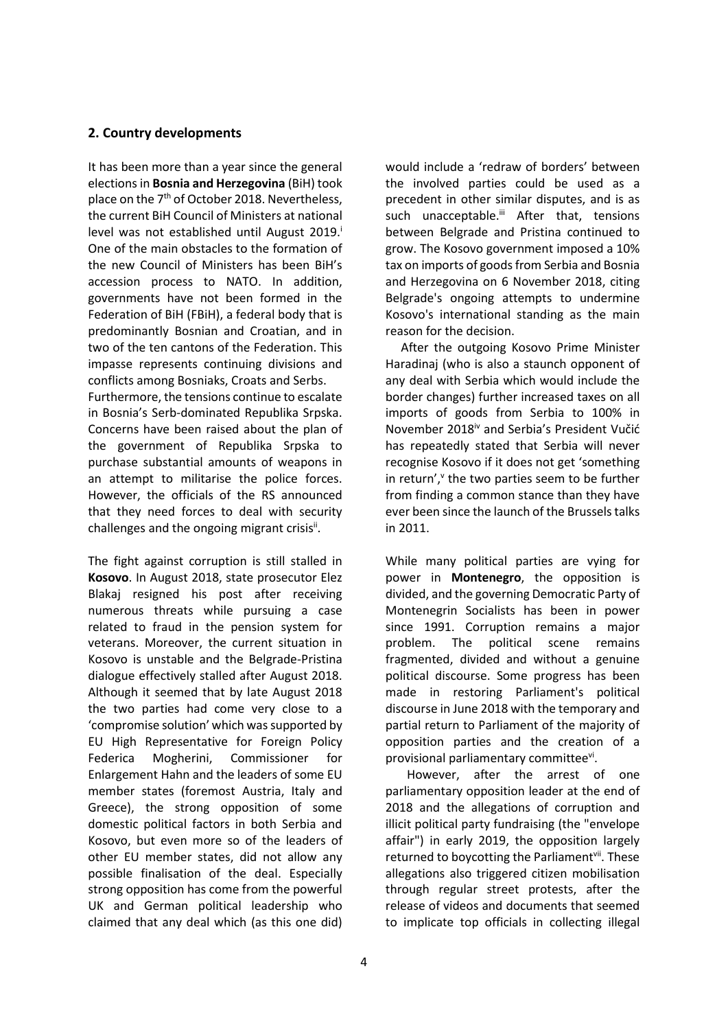## 2. Country developments

It has been more than a year since the general elections in **Bosnia and Herzegovina** (BiH) took place on the 7th of October 2018. Nevertheless, the current BiH Council of Ministers at national level was not established until August 2019.[i] One of the main obstacles to the formation of the new Council of Ministers has been BiH's accession process to NATO. In addition, governments have not been formed in the Federation of BiH (FBiH), a federal body that is predominantly Bosnian and Croatian, and in two of the ten cantons of the Federation. This impasse represents continuing divisions and conflicts among Bosniaks, Croats and Serbs.
Furthermore, the tensions continue to escalate in Bosnia's Serb-dominated Republika Srpska. Concerns have been raised about the plan of the government of Republika Srpska to purchase substantial amounts of weapons in an attempt to militarise the police forces. However, the officials of the RS announced that they need forces to deal with security challenges and the ongoing migrant crisis[ii].

The fight against corruption is still stalled in **Kosovo**. In August 2018, state prosecutor Elez Blakaj resigned his post after receiving numerous threats while pursuing a case related to fraud in the pension system for veterans. Moreover, the current situation in Kosovo is unstable and the Belgrade-Pristina dialogue effectively stalled after August 2018. Although it seemed that by late August 2018 the two parties had come very close to a 'compromise solution' which was supported by EU High Representative for Foreign Policy Federica Mogherini, Commissioner for Enlargement Hahn and the leaders of some EU member states (foremost Austria, Italy and Greece), the strong opposition of some domestic political factors in both Serbia and Kosovo, but even more so of the leaders of other EU member states, did not allow any possible finalisation of the deal. Especially strong opposition has come from the powerful UK and German political leadership who claimed that any deal which (as this one did) would include a 'redraw of borders' between the involved parties could be used as a precedent in other similar disputes, and is as such unacceptable.[iii] After that, tensions between Belgrade and Pristina continued to grow. The Kosovo government imposed a 10% tax on imports of goods from Serbia and Bosnia and Herzegovina on 6 November 2018, citing Belgrade's ongoing attempts to undermine Kosovo's international standing as the main reason for the decision.

After the outgoing Kosovo Prime Minister Haradinaj (who is also a staunch opponent of any deal with Serbia which would include the border changes) further increased taxes on all imports of goods from Serbia to 100% in November 2018[iv] and Serbia's President Vučić has repeatedly stated that Serbia will never recognise Kosovo if it does not get 'something in return',[v] the two parties seem to be further from finding a common stance than they have ever been since the launch of the Brussels talks in 2011.

While many political parties are vying for power in **Montenegro**, the opposition is divided, and the governing Democratic Party of Montenegrin Socialists has been in power since 1991. Corruption remains a major problem. The political scene remains fragmented, divided and without a genuine political discourse. Some progress has been made in restoring Parliament's political discourse in June 2018 with the temporary and partial return to Parliament of the majority of opposition parties and the creation of a provisional parliamentary committee[vi].

However, after the arrest of one parliamentary opposition leader at the end of 2018 and the allegations of corruption and illicit political party fundraising (the "envelope affair") in early 2019, the opposition largely returned to boycotting the Parliament[vii]. These allegations also triggered citizen mobilisation through regular street protests, after the release of videos and documents that seemed to implicate top officials in collecting illegal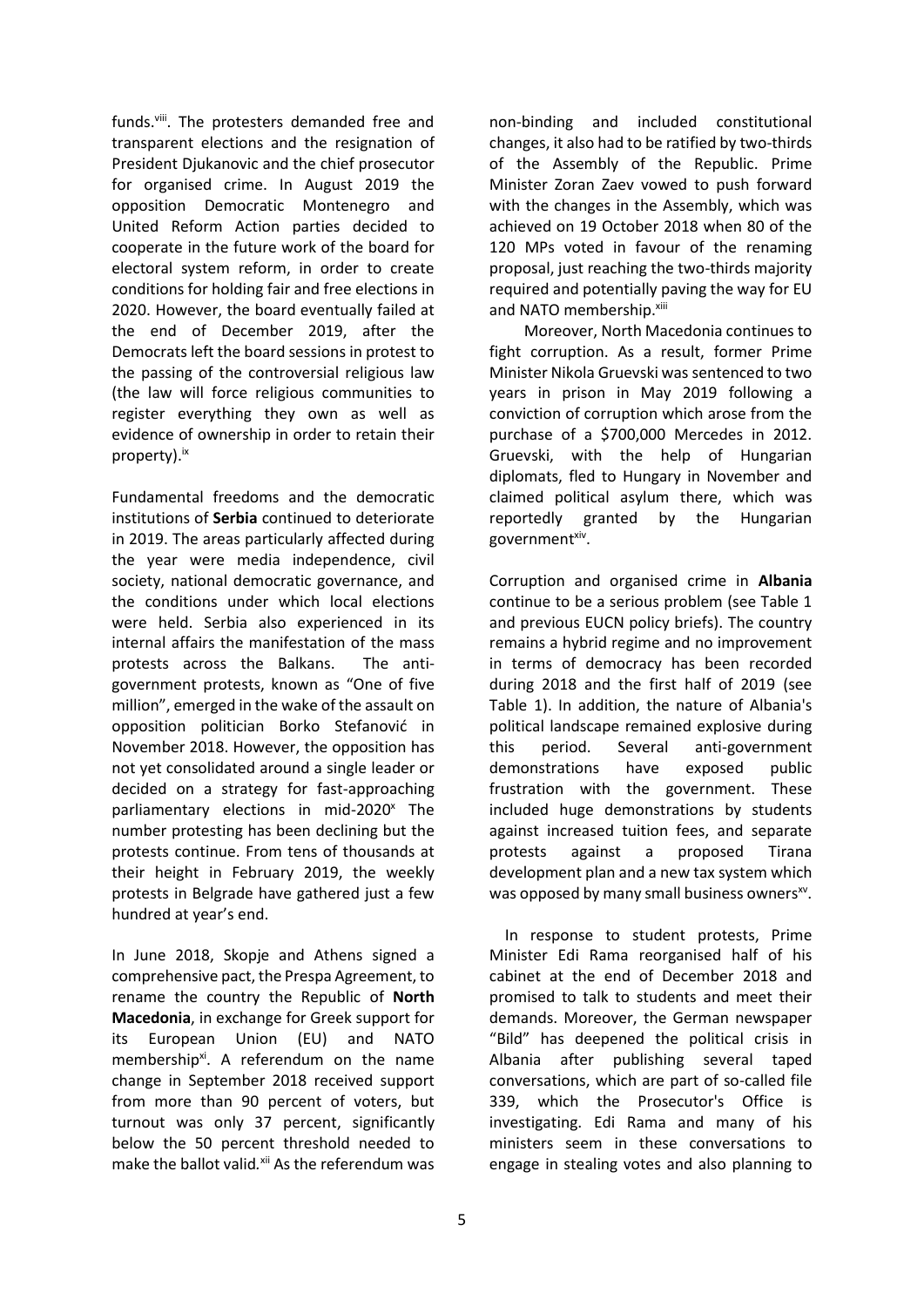funds.[viii]. The protesters demanded free and transparent elections and the resignation of President Djukanovic and the chief prosecutor for organised crime. In August 2019 the opposition Democratic Montenegro and United Reform Action parties decided to cooperate in the future work of the board for electoral system reform, in order to create conditions for holding fair and free elections in 2020. However, the board eventually failed at the end of December 2019, after the Democrats left the board sessions in protest to the passing of the controversial religious law (the law will force religious communities to register everything they own as well as evidence of ownership in order to retain their property).[ix]

Fundamental freedoms and the democratic institutions of **Serbia** continued to deteriorate in 2019. The areas particularly affected during the year were media independence, civil society, national democratic governance, and the conditions under which local elections were held. Serbia also experienced in its internal affairs the manifestation of the mass protests across the Balkans. The anti-government protests, known as "One of five million", emerged in the wake of the assault on opposition politician Borko Stefanović in November 2018. However, the opposition has not yet consolidated around a single leader or decided on a strategy for fast-approaching parliamentary elections in mid-2020[x] The number protesting has been declining but the protests continue. From tens of thousands at their height in February 2019, the weekly protests in Belgrade have gathered just a few hundred at year's end.

In June 2018, Skopje and Athens signed a comprehensive pact, the Prespa Agreement, to rename the country the Republic of **North Macedonia**, in exchange for Greek support for its European Union (EU) and NATO membership[xi]. A referendum on the name change in September 2018 received support from more than 90 percent of voters, but turnout was only 37 percent, significantly below the 50 percent threshold needed to make the ballot valid.[xii] As the referendum was non-binding and included constitutional changes, it also had to be ratified by two-thirds of the Assembly of the Republic. Prime Minister Zoran Zaev vowed to push forward with the changes in the Assembly, which was achieved on 19 October 2018 when 80 of the 120 MPs voted in favour of the renaming proposal, just reaching the two-thirds majority required and potentially paving the way for EU and NATO membership.[xiii]

Moreover, North Macedonia continues to fight corruption. As a result, former Prime Minister Nikola Gruevski was sentenced to two years in prison in May 2019 following a conviction of corruption which arose from the purchase of a $700,000 Mercedes in 2012. Gruevski, with the help of Hungarian diplomats, fled to Hungary in November and claimed political asylum there, which was reportedly granted by the Hungarian government[xiv].

Corruption and organised crime in **Albania** continue to be a serious problem (see Table 1 and previous EUCN policy briefs). The country remains a hybrid regime and no improvement in terms of democracy has been recorded during 2018 and the first half of 2019 (see Table 1). In addition, the nature of Albania's political landscape remained explosive during this period. Several anti-government demonstrations have exposed public frustration with the government. These included huge demonstrations by students against increased tuition fees, and separate protests against a proposed Tirana development plan and a new tax system which was opposed by many small business owners[xv].

In response to student protests, Prime Minister Edi Rama reorganised half of his cabinet at the end of December 2018 and promised to talk to students and meet their demands. Moreover, the German newspaper "Bild" has deepened the political crisis in Albania after publishing several taped conversations, which are part of so-called file 339, which the Prosecutor's Office is investigating. Edi Rama and many of his ministers seem in these conversations to engage in stealing votes and also planning to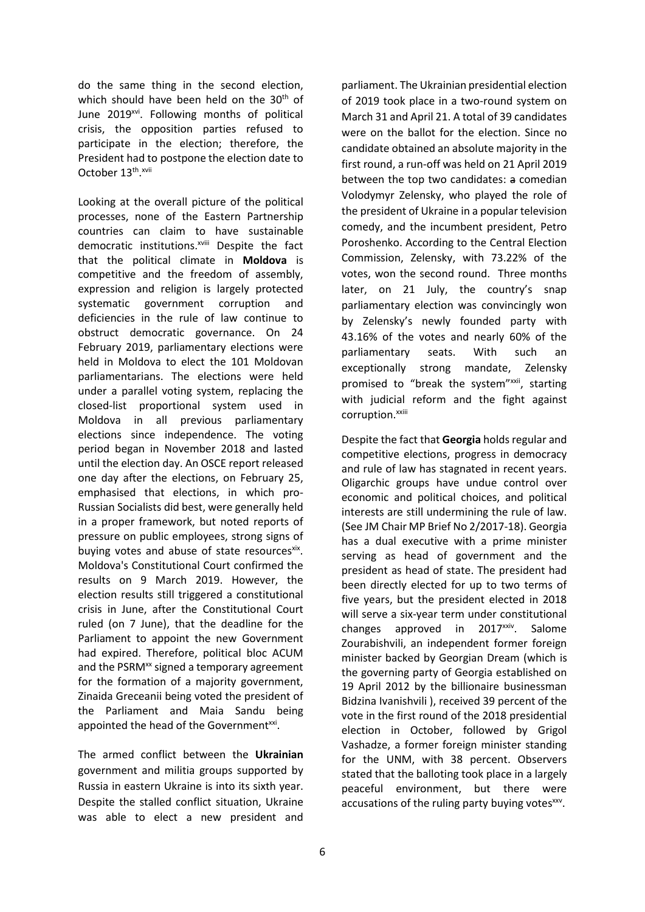do the same thing in the second election, which should have been held on the 30th of June 2019[xvi]. Following months of political crisis, the opposition parties refused to participate in the election; therefore, the President had to postpone the election date to October 13th.[xvii]

Looking at the overall picture of the political processes, none of the Eastern Partnership countries can claim to have sustainable democratic institutions.[xviii] Despite the fact that the political climate in **Moldova** is competitive and the freedom of assembly, expression and religion is largely protected systematic government corruption and deficiencies in the rule of law continue to obstruct democratic governance. On 24 February 2019, parliamentary elections were held in Moldova to elect the 101 Moldovan parliamentarians. The elections were held under a parallel voting system, replacing the closed-list proportional system used in Moldova in all previous parliamentary elections since independence. The voting period began in November 2018 and lasted until the election day. An OSCE report released one day after the elections, on February 25, emphasised that elections, in which pro-Russian Socialists did best, were generally held in a proper framework, but noted reports of pressure on public employees, strong signs of buying votes and abuse of state resources[xix]. Moldova's Constitutional Court confirmed the results on 9 March 2019. However, the election results still triggered a constitutional crisis in June, after the Constitutional Court ruled (on 7 June), that the deadline for the Parliament to appoint the new Government had expired. Therefore, political bloc ACUM and the PSRM[xx] signed a temporary agreement for the formation of a majority government, Zinaida Greceanii being voted the president of the Parliament and Maia Sandu being appointed the head of the Government[xxi].

The armed conflict between the **Ukrainian** government and militia groups supported by Russia in eastern Ukraine is into its sixth year. Despite the stalled conflict situation, Ukraine was able to elect a new president and parliament. The Ukrainian presidential election of 2019 took place in a two-round system on March 31 and April 21. A total of 39 candidates were on the ballot for the election. Since no candidate obtained an absolute majority in the first round, a run-off was held on 21 April 2019 between the top two candidates: ~~a~~ comedian Volodymyr Zelensky, who played the role of the president of Ukraine in a popular television comedy, and the incumbent president, Petro Poroshenko. According to the Central Election Commission, Zelensky, with 73.22% of the votes, won the second round. Three months later, on 21 July, the country's snap parliamentary election was convincingly won by Zelensky's newly founded party with 43.16% of the votes and nearly 60% of the parliamentary seats. With such an exceptionally strong mandate, Zelensky promised to "break the system"[xxii], starting with judicial reform and the fight against corruption.[xxiii]

Despite the fact that **Georgia** holds regular and competitive elections, progress in democracy and rule of law has stagnated in recent years. Oligarchic groups have undue control over economic and political choices, and political interests are still undermining the rule of law. (See JM Chair MP Brief No 2/2017-18). Georgia has a dual executive with a prime minister serving as head of government and the president as head of state. The president had been directly elected for up to two terms of five years, but the president elected in 2018 will serve a six-year term under constitutional changes approved in 2017[xxiv]. Salome Zourabishvili, an independent former foreign minister backed by Georgian Dream (which is the governing party of Georgia established on 19 April 2012 by the billionaire businessman Bidzina Ivanishvili ), received 39 percent of the vote in the first round of the 2018 presidential election in October, followed by Grigol Vashadze, a former foreign minister standing for the UNM, with 38 percent. Observers stated that the balloting took place in a largely peaceful environment, but there were accusations of the ruling party buying votes[xxv].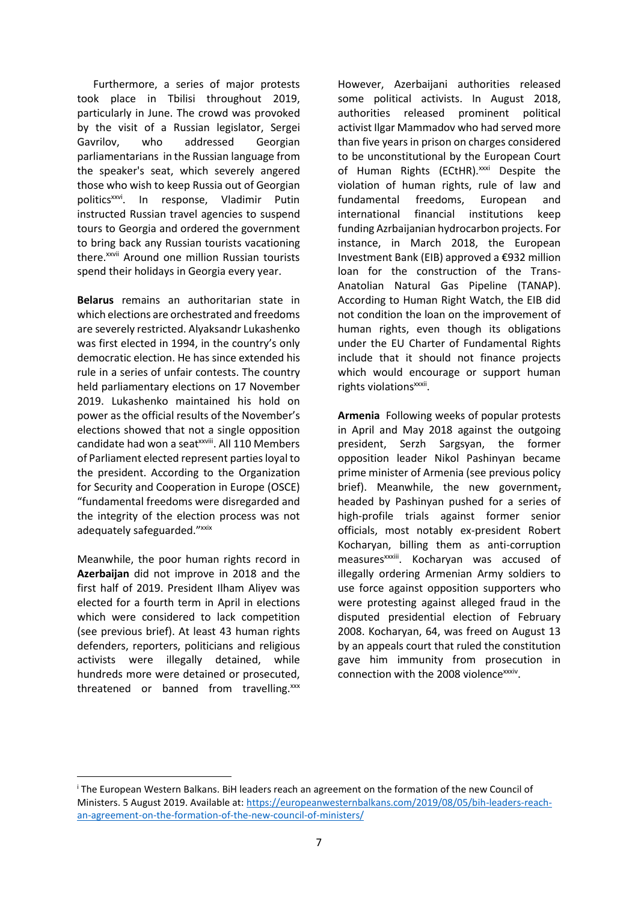Furthermore, a series of major protests took place in Tbilisi throughout 2019, particularly in June. The crowd was provoked by the visit of a Russian legislator, Sergei Gavrilov, who addressed Georgian parliamentarians in the Russian language from the speaker's seat, which severely angered those who wish to keep Russia out of Georgian politics[xxvi]. In response, Vladimir Putin instructed Russian travel agencies to suspend tours to Georgia and ordered the government to bring back any Russian tourists vacationing there.[xxvii] Around one million Russian tourists spend their holidays in Georgia every year.

**Belarus** remains an authoritarian state in which elections are orchestrated and freedoms are severely restricted. Alyaksandr Lukashenko was first elected in 1994, in the country's only democratic election. He has since extended his rule in a series of unfair contests. The country held parliamentary elections on 17 November 2019. Lukashenko maintained his hold on power as the official results of the November's elections showed that not a single opposition candidate had won a seat[xxviii]. All 110 Members of Parliament elected represent parties loyal to the president. According to the Organization for Security and Cooperation in Europe (OSCE) "fundamental freedoms were disregarded and the integrity of the election process was not adequately safeguarded."[xxix]

Meanwhile, the poor human rights record in **Azerbaijan** did not improve in 2018 and the first half of 2019. President Ilham Aliyev was elected for a fourth term in April in elections which were considered to lack competition (see previous brief). At least 43 human rights defenders, reporters, politicians and religious activists were illegally detained, while hundreds more were detained or prosecuted, threatened or banned from travelling.[xxx]

However, Azerbaijani authorities released some political activists. In August 2018, authorities released prominent political activist Ilgar Mammadov who had served more than five years in prison on charges considered to be unconstitutional by the European Court of Human Rights (ECtHR).[xxxi] Despite the violation of human rights, rule of law and fundamental freedoms, European and international financial institutions keep funding Azrbaijanian hydrocarbon projects. For instance, in March 2018, the European Investment Bank (EIB) approved a €932 million loan for the construction of the Trans-Anatolian Natural Gas Pipeline (TANAP). According to Human Right Watch, the EIB did not condition the loan on the improvement of human rights, even though its obligations under the EU Charter of Fundamental Rights include that it should not finance projects which would encourage or support human rights violations[xxxii].

**Armenia** Following weeks of popular protests in April and May 2018 against the outgoing president, Serzh Sargsyan, the former opposition leader Nikol Pashinyan became prime minister of Armenia (see previous policy brief). Meanwhile, the new government, headed by Pashinyan pushed for a series of high-profile trials against former senior officials, most notably ex-president Robert Kocharyan, billing them as anti-corruption measures[xxxiii]. Kocharyan was accused of illegally ordering Armenian Army soldiers to use force against opposition supporters who were protesting against alleged fraud in the disputed presidential election of February 2008. Kocharyan, 64, was freed on August 13 by an appeals court that ruled the constitution gave him immunity from prosecution in connection with the 2008 violence[xxxiv].

---

[i] The European Western Balkans. BiH leaders reach an agreement on the formation of the new Council of Ministers. 5 August 2019. Available at: https://europeanwesternbalkans.com/2019/08/05/bih-leaders-reach-an-agreement-on-the-formation-of-the-new-council-of-ministers/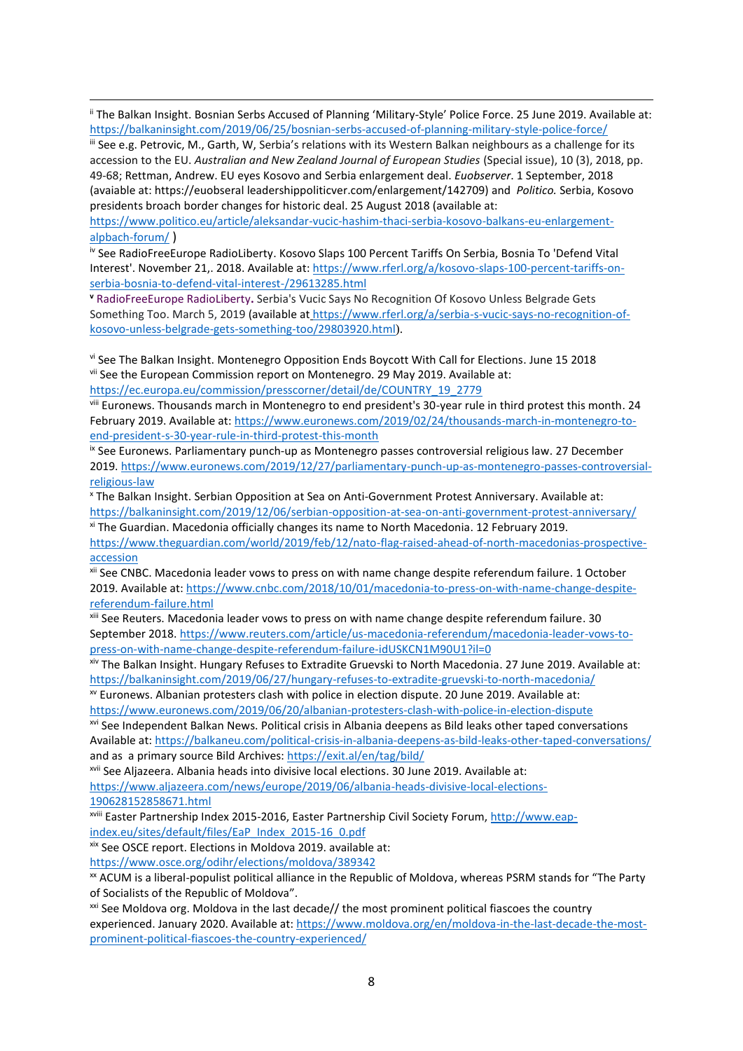[ii] The Balkan Insight. Bosnian Serbs Accused of Planning 'Military-Style' Police Force. 25 June 2019. Available at: https://balkaninsight.com/2019/06/25/bosnian-serbs-accused-of-planning-military-style-police-force/

[iii] See e.g. Petrovic, M., Garth, W, Serbia's relations with its Western Balkan neighbours as a challenge for its accession to the EU. *Australian and New Zealand Journal of European Studies* (Special issue), 10 (3), 2018, pp. 49-68; Rettman, Andrew. EU eyes Kosovo and Serbia enlargement deal. *Euobserver*. 1 September, 2018 (avaiable at: https://euobseral leadershippoliticver.com/enlargement/142709) and *Politico.* Serbia, Kosovo presidents broach border changes for historic deal. 25 August 2018 (available at: https://www.politico.eu/article/aleksandar-vucic-hashim-thaci-serbia-kosovo-balkans-eu-enlargement-alpbach-forum/ )

[iv] See RadioFreeEurope RadioLiberty. Kosovo Slaps 100 Percent Tariffs On Serbia, Bosnia To 'Defend Vital Interest'. November 21,. 2018. Available at: https://www.rferl.org/a/kosovo-slaps-100-percent-tariffs-on-serbia-bosnia-to-defend-vital-interest-/29613285.html

[v] RadioFreeEurope RadioLiberty**.** Serbia's Vucic Says No Recognition Of Kosovo Unless Belgrade Gets Something Too. March 5, 2019 (available at https://www.rferl.org/a/serbia-s-vucic-says-no-recognition-of-kosovo-unless-belgrade-gets-something-too/29803920.html).

[vi] See The Balkan Insight. Montenegro Opposition Ends Boycott With Call for Elections. June 15 2018

[vii] See the European Commission report on Montenegro. 29 May 2019. Available at: https://ec.europa.eu/commission/presscorner/detail/de/COUNTRY_19_2779

[viii] Euronews. Thousands march in Montenegro to end president's 30-year rule in third protest this month. 24 February 2019. Available at: https://www.euronews.com/2019/02/24/thousands-march-in-montenegro-to-end-president-s-30-year-rule-in-third-protest-this-month

[ix] See Euronews. Parliamentary punch-up as Montenegro passes controversial religious law. 27 December 2019. https://www.euronews.com/2019/12/27/parliamentary-punch-up-as-montenegro-passes-controversial-religious-law

[x] The Balkan Insight. Serbian Opposition at Sea on Anti-Government Protest Anniversary. Available at: https://balkaninsight.com/2019/12/06/serbian-opposition-at-sea-on-anti-government-protest-anniversary/

[xi] The Guardian. Macedonia officially changes its name to North Macedonia. 12 February 2019. https://www.theguardian.com/world/2019/feb/12/nato-flag-raised-ahead-of-north-macedonias-prospective-accession

[xii] See CNBC. Macedonia leader vows to press on with name change despite referendum failure. 1 October 2019. Available at: https://www.cnbc.com/2018/10/01/macedonia-to-press-on-with-name-change-despite-referendum-failure.html

[xiii] See Reuters. Macedonia leader vows to press on with name change despite referendum failure. 30 September 2018. https://www.reuters.com/article/us-macedonia-referendum/macedonia-leader-vows-to-press-on-with-name-change-despite-referendum-failure-idUSKCN1M90U1?il=0

[xiv] The Balkan Insight. Hungary Refuses to Extradite Gruevski to North Macedonia. 27 June 2019. Available at: https://balkaninsight.com/2019/06/27/hungary-refuses-to-extradite-gruevski-to-north-macedonia/

[xv] Euronews. Albanian protesters clash with police in election dispute. 20 June 2019. Available at: https://www.euronews.com/2019/06/20/albanian-protesters-clash-with-police-in-election-dispute

[xvi] See Independent Balkan News. Political crisis in Albania deepens as Bild leaks other taped conversations Available at: https://balkaneu.com/political-crisis-in-albania-deepens-as-bild-leaks-other-taped-conversations/ and as a primary source Bild Archives: https://exit.al/en/tag/bild/

[xvii] See Aljazeera. Albania heads into divisive local elections. 30 June 2019. Available at: https://www.aljazeera.com/news/europe/2019/06/albania-heads-divisive-local-elections-190628152858671.html

[xviii] Easter Partnership Index 2015-2016, Easter Partnership Civil Society Forum, http://www.eap-index.eu/sites/default/files/EaP_Index_2015-16_0.pdf

[xix] See OSCE report. Elections in Moldova 2019. available at: https://www.osce.org/odihr/elections/moldova/389342

[xx] ACUM is a liberal-populist political alliance in the Republic of Moldova, whereas PSRM stands for "The Party of Socialists of the Republic of Moldova".

[xxi] See Moldova org. Moldova in the last decade// the most prominent political fiascoes the country experienced. January 2020. Available at: https://www.moldova.org/en/moldova-in-the-last-decade-the-most-prominent-political-fiascoes-the-country-experienced/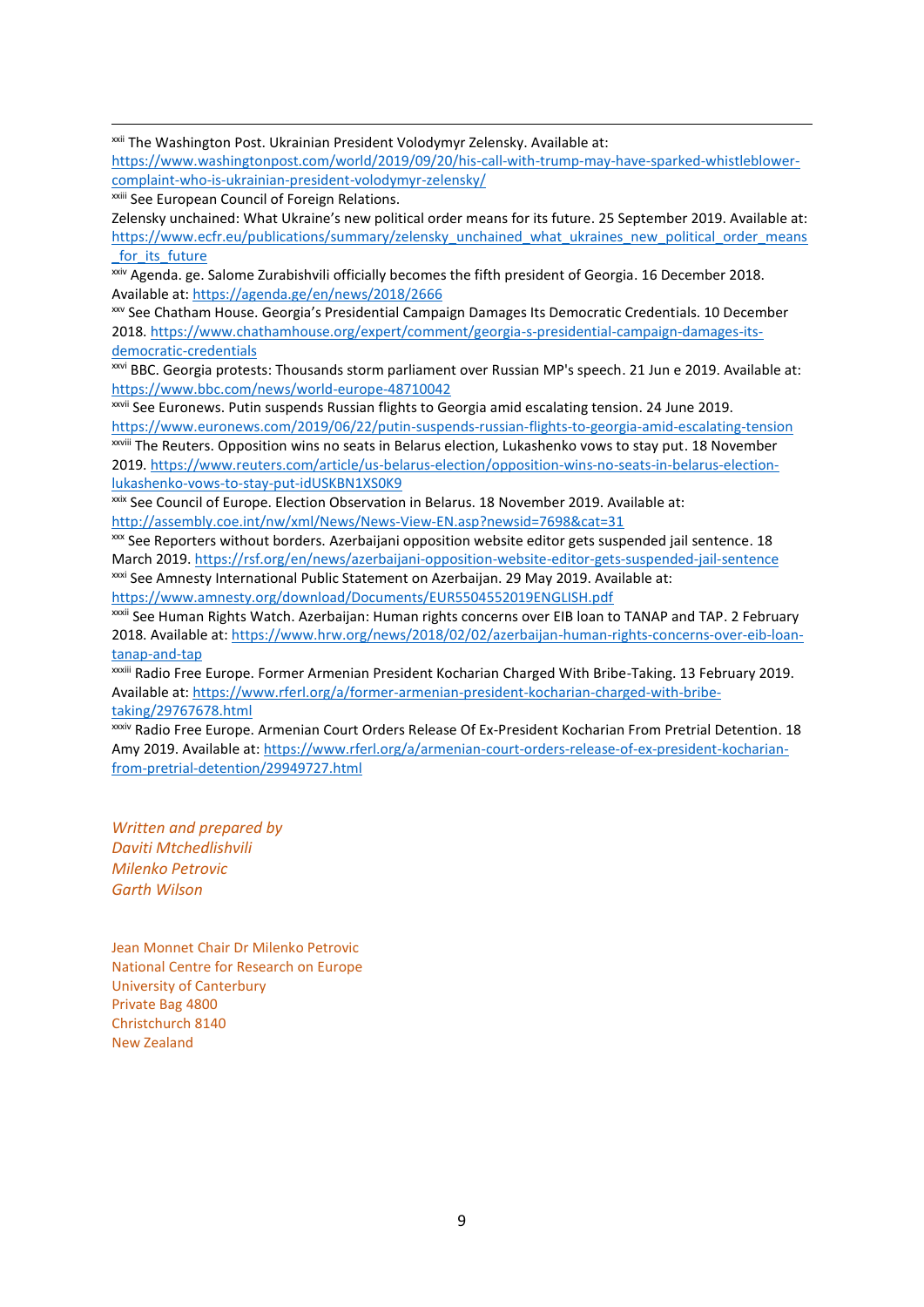[xxii] The Washington Post. Ukrainian President Volodymyr Zelensky. Available at: https://www.washingtonpost.com/world/2019/09/20/his-call-with-trump-may-have-sparked-whistleblower-complaint-who-is-ukrainian-president-volodymyr-zelensky/

[xxiii] See European Council of Foreign Relations.
Zelensky unchained: What Ukraine's new political order means for its future. 25 September 2019. Available at: https://www.ecfr.eu/publications/summary/zelensky_unchained_what_ukraines_new_political_order_means_for_its_future

[xxiv] Agenda. ge. Salome Zurabishvili officially becomes the fifth president of Georgia. 16 December 2018. Available at: https://agenda.ge/en/news/2018/2666

[xxv] See Chatham House. Georgia's Presidential Campaign Damages Its Democratic Credentials. 10 December 2018. https://www.chathamhouse.org/expert/comment/georgia-s-presidential-campaign-damages-its-democratic-credentials

[xxvi] BBC. Georgia protests: Thousands storm parliament over Russian MP's speech. 21 Jun e 2019. Available at: https://www.bbc.com/news/world-europe-48710042

[xxvii] See Euronews. Putin suspends Russian flights to Georgia amid escalating tension. 24 June 2019. https://www.euronews.com/2019/06/22/putin-suspends-russian-flights-to-georgia-amid-escalating-tension

[xxviii] The Reuters. Opposition wins no seats in Belarus election, Lukashenko vows to stay put. 18 November 2019. https://www.reuters.com/article/us-belarus-election/opposition-wins-no-seats-in-belarus-election-lukashenko-vows-to-stay-put-idUSKBN1XS0K9

[xxix] See Council of Europe. Election Observation in Belarus. 18 November 2019. Available at: http://assembly.coe.int/nw/xml/News/News-View-EN.asp?newsid=7698&cat=31

[xxx] See Reporters without borders. Azerbaijani opposition website editor gets suspended jail sentence. 18 March 2019. https://rsf.org/en/news/azerbaijani-opposition-website-editor-gets-suspended-jail-sentence

[xxxi] See Amnesty International Public Statement on Azerbaijan. 29 May 2019. Available at: https://www.amnesty.org/download/Documents/EUR5504552019ENGLISH.pdf

[xxxii] See Human Rights Watch. Azerbaijan: Human rights concerns over EIB loan to TANAP and TAP. 2 February 2018. Available at: https://www.hrw.org/news/2018/02/02/azerbaijan-human-rights-concerns-over-eib-loan-tanap-and-tap

[xxxiii] Radio Free Europe. Former Armenian President Kocharian Charged With Bribe-Taking. 13 February 2019. Available at: https://www.rferl.org/a/former-armenian-president-kocharian-charged-with-bribe-taking/29767678.html

[xxxiv] Radio Free Europe. Armenian Court Orders Release Of Ex-President Kocharian From Pretrial Detention. 18 Amy 2019. Available at: https://www.rferl.org/a/armenian-court-orders-release-of-ex-president-kocharian-from-pretrial-detention/29949727.html

*Written and prepared by*
*Daviti Mtchedlishvili*
*Milenko Petrovic*
*Garth Wilson*

Jean Monnet Chair Dr Milenko Petrovic
National Centre for Research on Europe
University of Canterbury
Private Bag 4800
Christchurch 8140
New Zealand